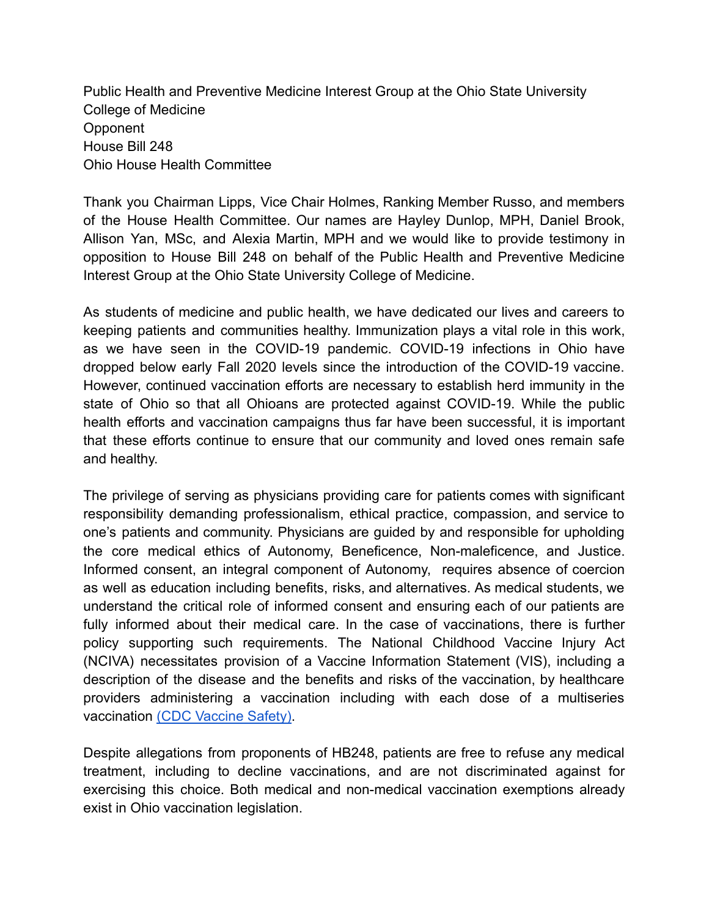Public Health and Preventive Medicine Interest Group at the Ohio State University College of Medicine
Opponent
House Bill 248
Ohio House Health Committee

Thank you Chairman Lipps, Vice Chair Holmes, Ranking Member Russo, and members of the House Health Committee. Our names are Hayley Dunlop, MPH, Daniel Brook, Allison Yan, MSc, and Alexia Martin, MPH and we would like to provide testimony in opposition to House Bill 248 on behalf of the Public Health and Preventive Medicine Interest Group at the Ohio State University College of Medicine.

As students of medicine and public health, we have dedicated our lives and careers to keeping patients and communities healthy. Immunization plays a vital role in this work, as we have seen in the COVID-19 pandemic. COVID-19 infections in Ohio have dropped below early Fall 2020 levels since the introduction of the COVID-19 vaccine. However, continued vaccination efforts are necessary to establish herd immunity in the state of Ohio so that all Ohioans are protected against COVID-19. While the public health efforts and vaccination campaigns thus far have been successful, it is important that these efforts continue to ensure that our community and loved ones remain safe and healthy.

The privilege of serving as physicians providing care for patients comes with significant responsibility demanding professionalism, ethical practice, compassion, and service to one's patients and community. Physicians are guided by and responsible for upholding the core medical ethics of Autonomy, Beneficence, Non-maleficence, and Justice. Informed consent, an integral component of Autonomy, requires absence of coercion as well as education including benefits, risks, and alternatives. As medical students, we understand the critical role of informed consent and ensuring each of our patients are fully informed about their medical care. In the case of vaccinations, there is further policy supporting such requirements. The National Childhood Vaccine Injury Act (NCIVA) necessitates provision of a Vaccine Information Statement (VIS), including a description of the disease and the benefits and risks of the vaccination, by healthcare providers administering a vaccination including with each dose of a multiseries vaccination (CDC Vaccine Safety).

Despite allegations from proponents of HB248, patients are free to refuse any medical treatment, including to decline vaccinations, and are not discriminated against for exercising this choice. Both medical and non-medical vaccination exemptions already exist in Ohio vaccination legislation.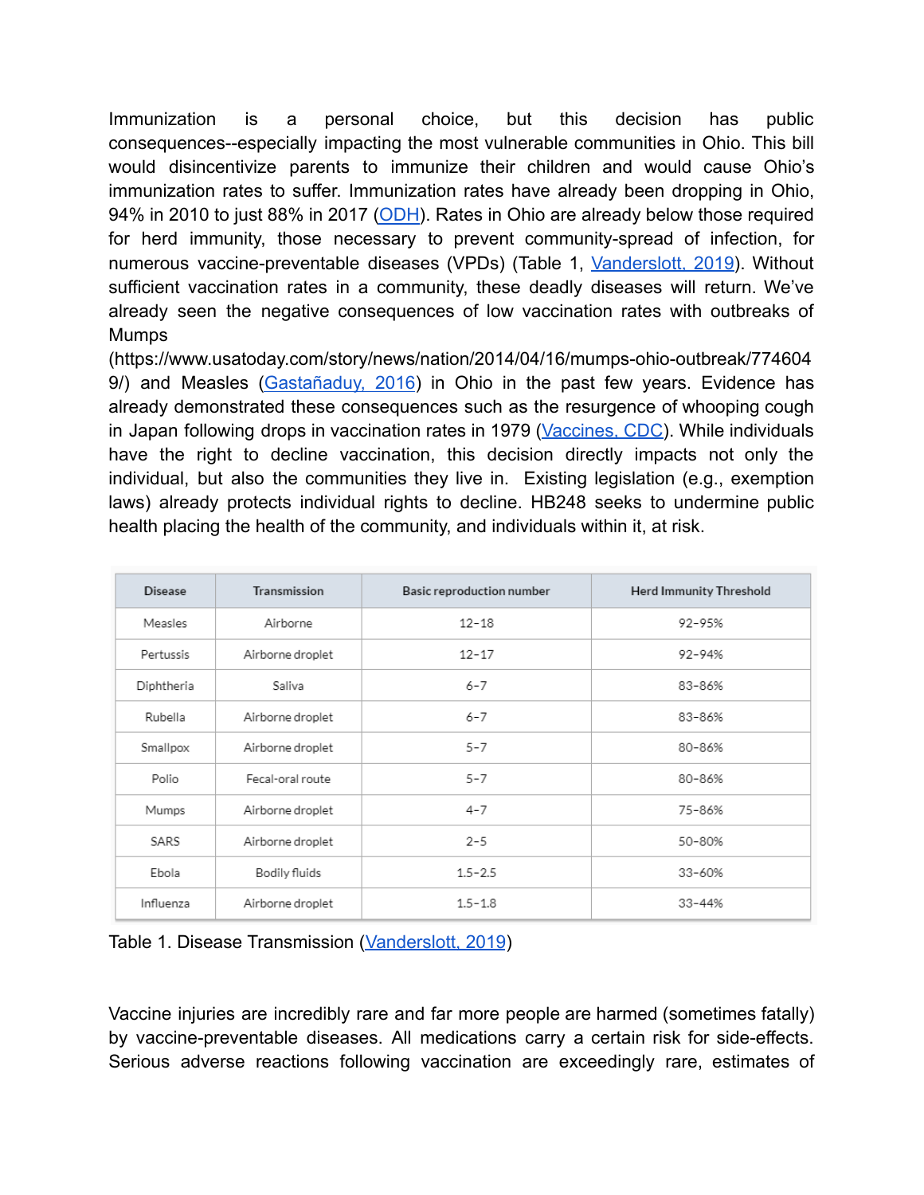Immunization is a personal choice, but this decision has public consequences--especially impacting the most vulnerable communities in Ohio. This bill would disincentivize parents to immunize their children and would cause Ohio's immunization rates to suffer. Immunization rates have already been dropping in Ohio, 94% in 2010 to just 88% in 2017 (ODH). Rates in Ohio are already below those required for herd immunity, those necessary to prevent community-spread of infection, for numerous vaccine-preventable diseases (VPDs) (Table 1, Vanderslott, 2019). Without sufficient vaccination rates in a community, these deadly diseases will return. We've already seen the negative consequences of low vaccination rates with outbreaks of Mumps (https://www.usatoday.com/story/news/nation/2014/04/16/mumps-ohio-outbreak/7746049/) and Measles (Gastañaduy, 2016) in Ohio in the past few years. Evidence has already demonstrated these consequences such as the resurgence of whooping cough in Japan following drops in vaccination rates in 1979 (Vaccines, CDC). While individuals have the right to decline vaccination, this decision directly impacts not only the individual, but also the communities they live in. Existing legislation (e.g., exemption laws) already protects individual rights to decline. HB248 seeks to undermine public health placing the health of the community, and individuals within it, at risk.

| Disease | Transmission | Basic reproduction number | Herd Immunity Threshold |
| --- | --- | --- | --- |
| Measles | Airborne | 12-18 | 92-95% |
| Pertussis | Airborne droplet | 12-17 | 92-94% |
| Diphtheria | Saliva | 6-7 | 83-86% |
| Rubella | Airborne droplet | 6-7 | 83-86% |
| Smallpox | Airborne droplet | 5-7 | 80-86% |
| Polio | Fecal-oral route | 5-7 | 80-86% |
| Mumps | Airborne droplet | 4-7 | 75-86% |
| SARS | Airborne droplet | 2-5 | 50-80% |
| Ebola | Bodily fluids | 1.5-2.5 | 33-60% |
| Influenza | Airborne droplet | 1.5-1.8 | 33-44% |

Table 1. Disease Transmission (Vanderslott, 2019)

Vaccine injuries are incredibly rare and far more people are harmed (sometimes fatally) by vaccine-preventable diseases. All medications carry a certain risk for side-effects. Serious adverse reactions following vaccination are exceedingly rare, estimates of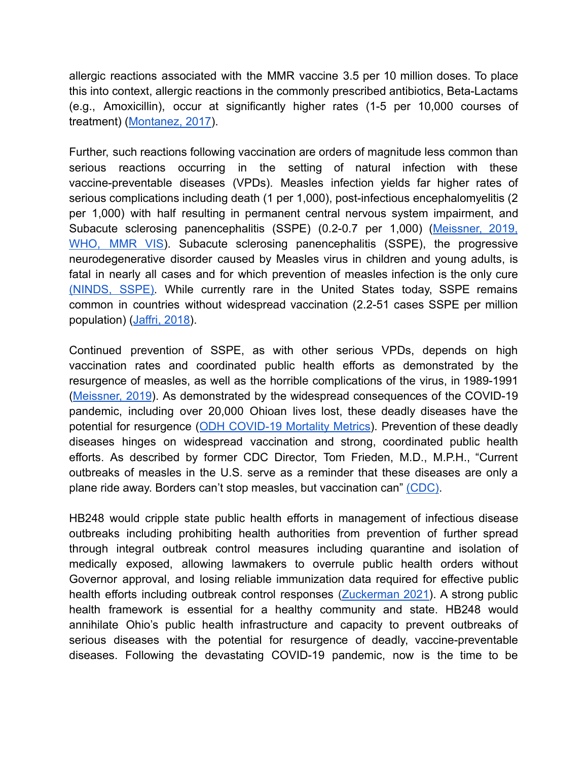allergic reactions associated with the MMR vaccine 3.5 per 10 million doses. To place this into context, allergic reactions in the commonly prescribed antibiotics, Beta-Lactams (e.g., Amoxicillin), occur at significantly higher rates (1-5 per 10,000 courses of treatment) (Montanez, 2017).

Further, such reactions following vaccination are orders of magnitude less common than serious reactions occurring in the setting of natural infection with these vaccine-preventable diseases (VPDs). Measles infection yields far higher rates of serious complications including death (1 per 1,000), post-infectious encephalomyelitis (2 per 1,000) with half resulting in permanent central nervous system impairment, and Subacute sclerosing panencephalitis (SSPE) (0.2-0.7 per 1,000) (Meissner, 2019, WHO, MMR VIS). Subacute sclerosing panencephalitis (SSPE), the progressive neurodegenerative disorder caused by Measles virus in children and young adults, is fatal in nearly all cases and for which prevention of measles infection is the only cure (NINDS, SSPE). While currently rare in the United States today, SSPE remains common in countries without widespread vaccination (2.2-51 cases SSPE per million population) (Jaffri, 2018).

Continued prevention of SSPE, as with other serious VPDs, depends on high vaccination rates and coordinated public health efforts as demonstrated by the resurgence of measles, as well as the horrible complications of the virus, in 1989-1991 (Meissner, 2019). As demonstrated by the widespread consequences of the COVID-19 pandemic, including over 20,000 Ohioan lives lost, these deadly diseases have the potential for resurgence (ODH COVID-19 Mortality Metrics). Prevention of these deadly diseases hinges on widespread vaccination and strong, coordinated public health efforts. As described by former CDC Director, Tom Frieden, M.D., M.P.H., "Current outbreaks of measles in the U.S. serve as a reminder that these diseases are only a plane ride away. Borders can't stop measles, but vaccination can" (CDC).

HB248 would cripple state public health efforts in management of infectious disease outbreaks including prohibiting health authorities from prevention of further spread through integral outbreak control measures including quarantine and isolation of medically exposed, allowing lawmakers to overrule public health orders without Governor approval, and losing reliable immunization data required for effective public health efforts including outbreak control responses (Zuckerman 2021). A strong public health framework is essential for a healthy community and state. HB248 would annihilate Ohio's public health infrastructure and capacity to prevent outbreaks of serious diseases with the potential for resurgence of deadly, vaccine-preventable diseases. Following the devastating COVID-19 pandemic, now is the time to be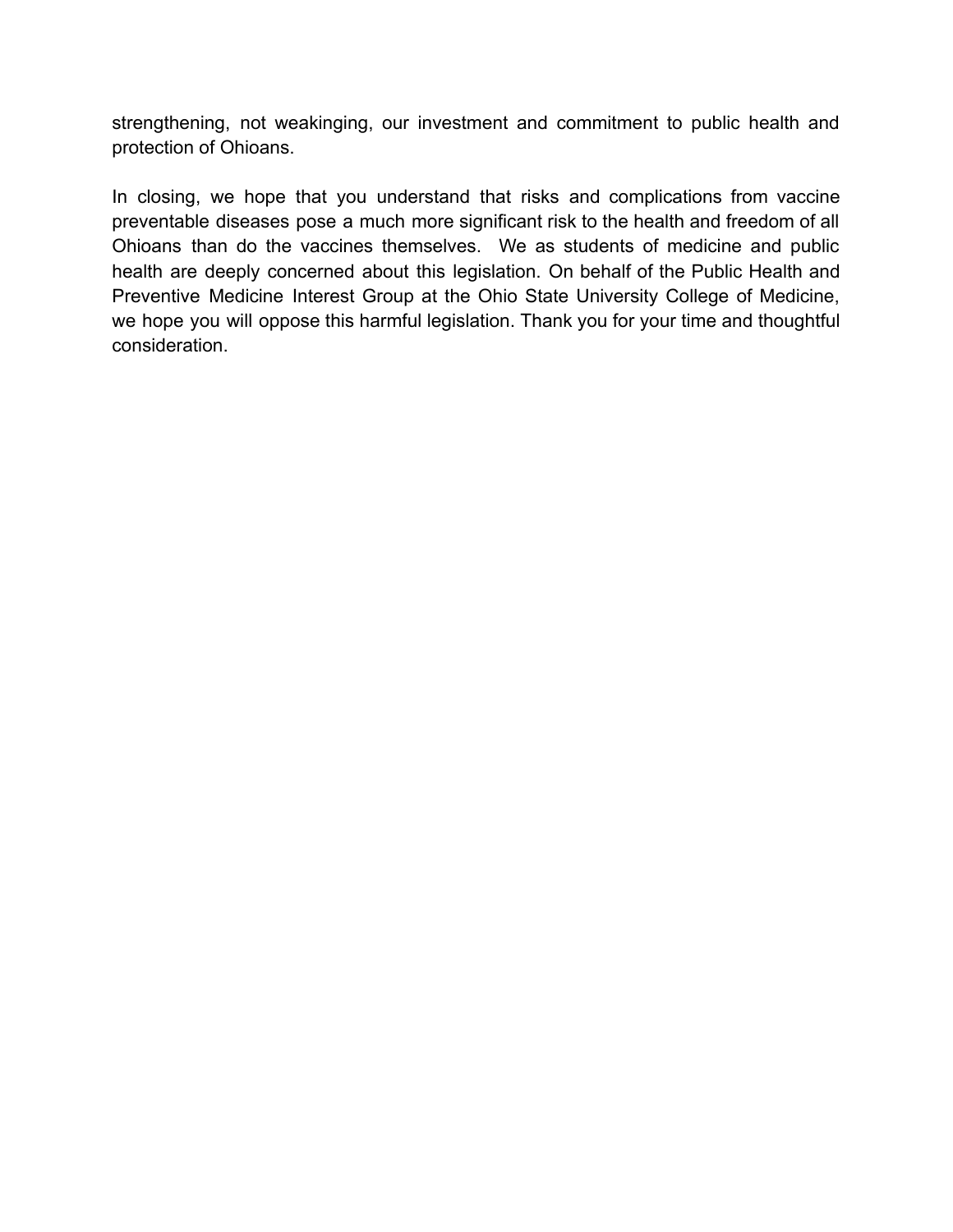strengthening, not weakinging, our investment and commitment to public health and protection of Ohioans.

In closing, we hope that you understand that risks and complications from vaccine preventable diseases pose a much more significant risk to the health and freedom of all Ohioans than do the vaccines themselves. We as students of medicine and public health are deeply concerned about this legislation. On behalf of the Public Health and Preventive Medicine Interest Group at the Ohio State University College of Medicine, we hope you will oppose this harmful legislation. Thank you for your time and thoughtful consideration.